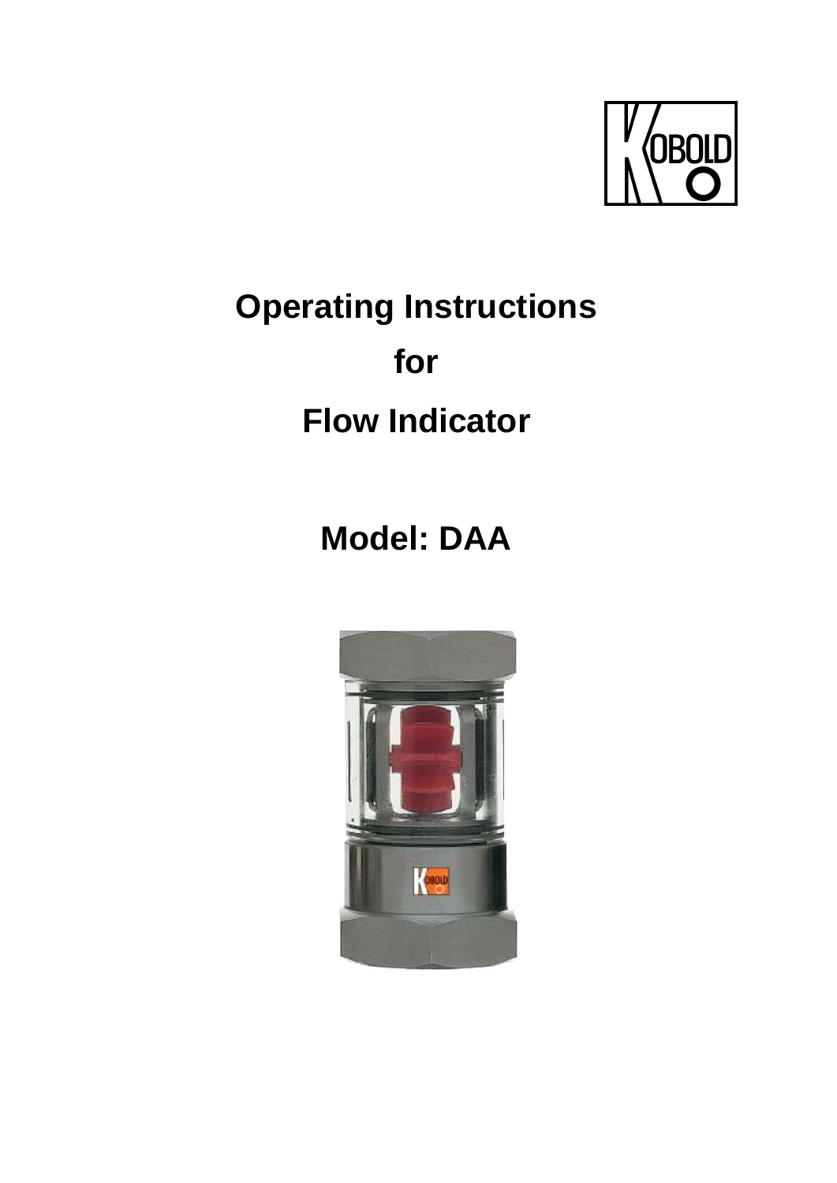# Operating Instructions

# for

# Flow Indicator

## Model: DAA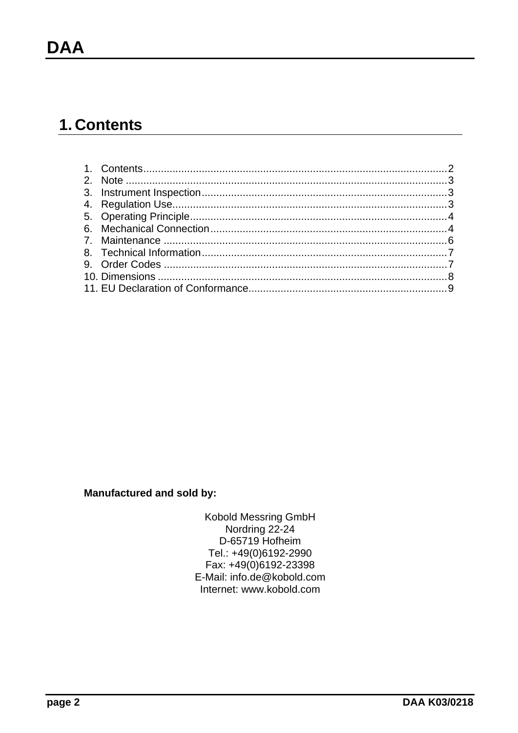# 1. Contents

1. Contents........................................................................................................2
2. Note ..............................................................................................................3
3. Instrument Inspection....................................................................................3
4. Regulation Use..............................................................................................3
5. Operating Principle........................................................................................4
6. Mechanical Connection.................................................................................4
7. Maintenance .................................................................................................6
8. Technical Information....................................................................................7
9. Order Codes .................................................................................................7
10. Dimensions ...................................................................................................8
11. EU Declaration of Conformance...................................................................9

**Manufactured and sold by:**

Kobold Messring GmbH
Nordring 22-24
D-65719 Hofheim
Tel.: +49(0)6192-2990
Fax: +49(0)6192-23398
E-Mail: info.de@kobold.com
Internet: www.kobold.com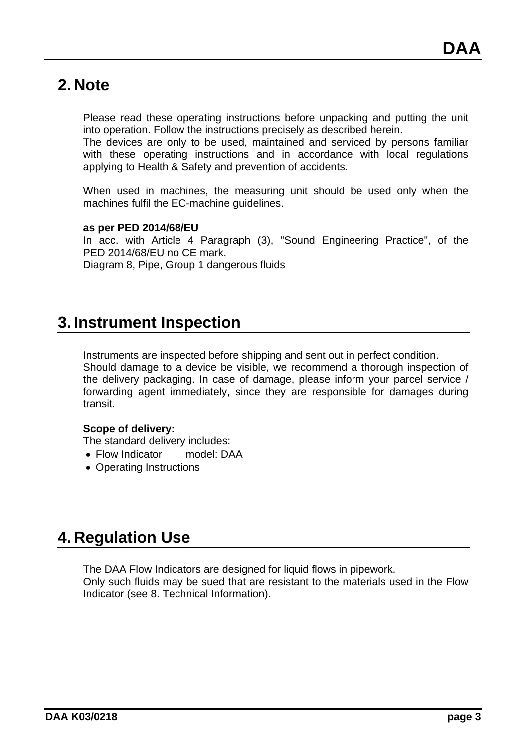## 2. Note

Please read these operating instructions before unpacking and putting the unit into operation. Follow the instructions precisely as described herein.
The devices are only to be used, maintained and serviced by persons familiar with these operating instructions and in accordance with local regulations applying to Health & Safety and prevention of accidents.

When used in machines, the measuring unit should be used only when the machines fulfil the EC-machine guidelines.

**as per PED 2014/68/EU**
In acc. with Article 4 Paragraph (3), "Sound Engineering Practice", of the PED 2014/68/EU no CE mark.
Diagram 8, Pipe, Group 1 dangerous fluids

## 3. Instrument Inspection

Instruments are inspected before shipping and sent out in perfect condition.
Should damage to a device be visible, we recommend a thorough inspection of the delivery packaging. In case of damage, please inform your parcel service / forwarding agent immediately, since they are responsible for damages during transit.

**Scope of delivery:**
The standard delivery includes:

- Flow Indicator model: DAA
- Operating Instructions

## 4. Regulation Use

The DAA Flow Indicators are designed for liquid flows in pipework.
Only such fluids may be sued that are resistant to the materials used in the Flow Indicator (see 8. Technical Information).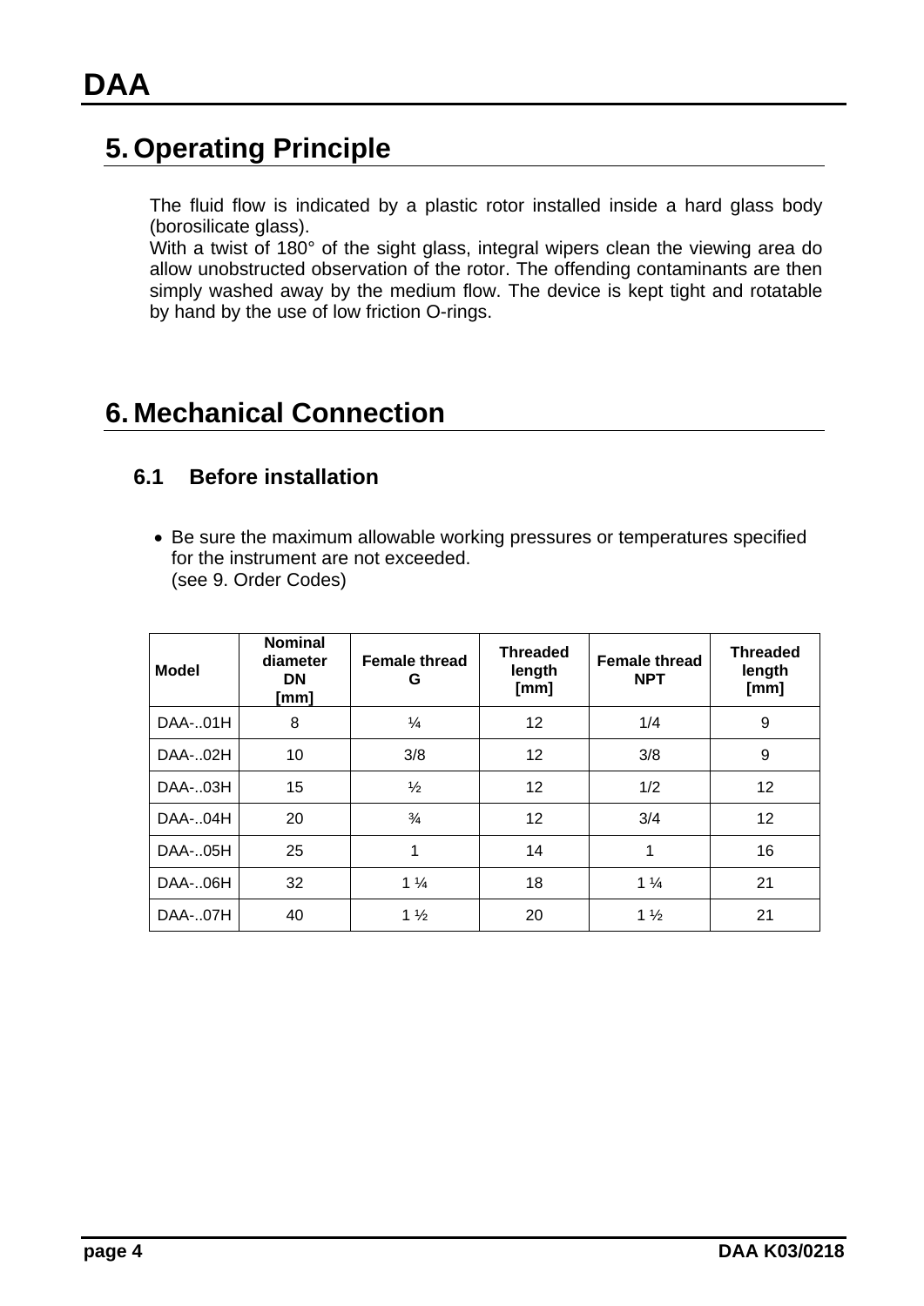# DAA

## 5. Operating Principle

The fluid flow is indicated by a plastic rotor installed inside a hard glass body (borosilicate glass).
With a twist of 180° of the sight glass, integral wipers clean the viewing area do allow unobstructed observation of the rotor. The offending contaminants are then simply washed away by the medium flow. The device is kept tight and rotatable by hand by the use of low friction O-rings.

## 6. Mechanical Connection

### 6.1 Before installation

- Be sure the maximum allowable working pressures or temperatures specified for the instrument are not exceeded.
  (see 9. Order Codes)

| Model | Nominal diameter DN [mm] | Female thread G | Threaded length [mm] | Female thread NPT | Threaded length [mm] |
|---|---|---|---|---|---|
| DAA-..01H | 8 | ¼ | 12 | 1/4 | 9 |
| DAA-..02H | 10 | 3/8 | 12 | 3/8 | 9 |
| DAA-..03H | 15 | ½ | 12 | 1/2 | 12 |
| DAA-..04H | 20 | ¾ | 12 | 3/4 | 12 |
| DAA-..05H | 25 | 1 | 14 | 1 | 16 |
| DAA-..06H | 32 | 1 ¼ | 18 | 1 ¼ | 21 |
| DAA-..07H | 40 | 1 ½ | 20 | 1 ½ | 21 |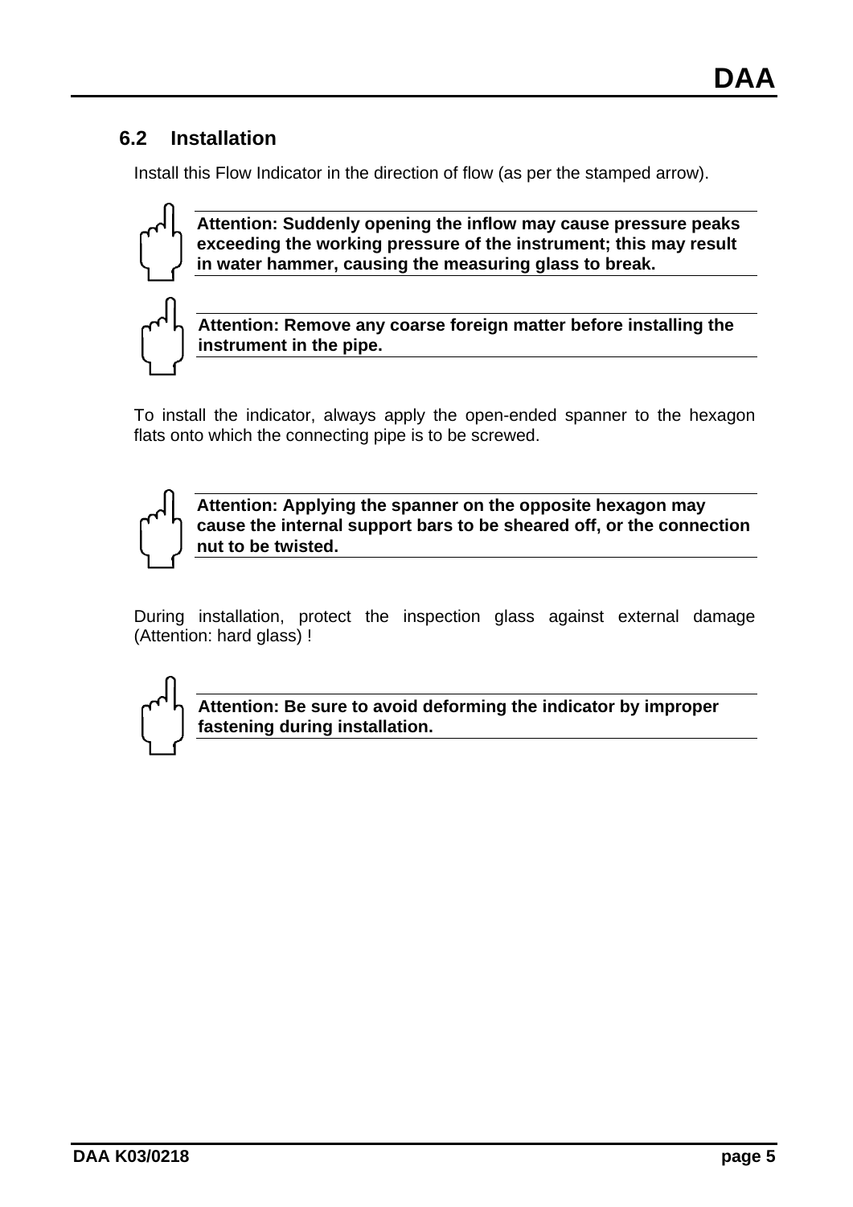## 6.2 Installation

Install this Flow Indicator in the direction of flow (as per the stamped arrow).

**Attention: Suddenly opening the inflow may cause pressure peaks exceeding the working pressure of the instrument; this may result in water hammer, causing the measuring glass to break.**

**Attention: Remove any coarse foreign matter before installing the instrument in the pipe.**

To install the indicator, always apply the open-ended spanner to the hexagon flats onto which the connecting pipe is to be screwed.

**Attention: Applying the spanner on the opposite hexagon may cause the internal support bars to be sheared off, or the connection nut to be twisted.**

During installation, protect the inspection glass against external damage (Attention: hard glass) !

**Attention: Be sure to avoid deforming the indicator by improper fastening during installation.**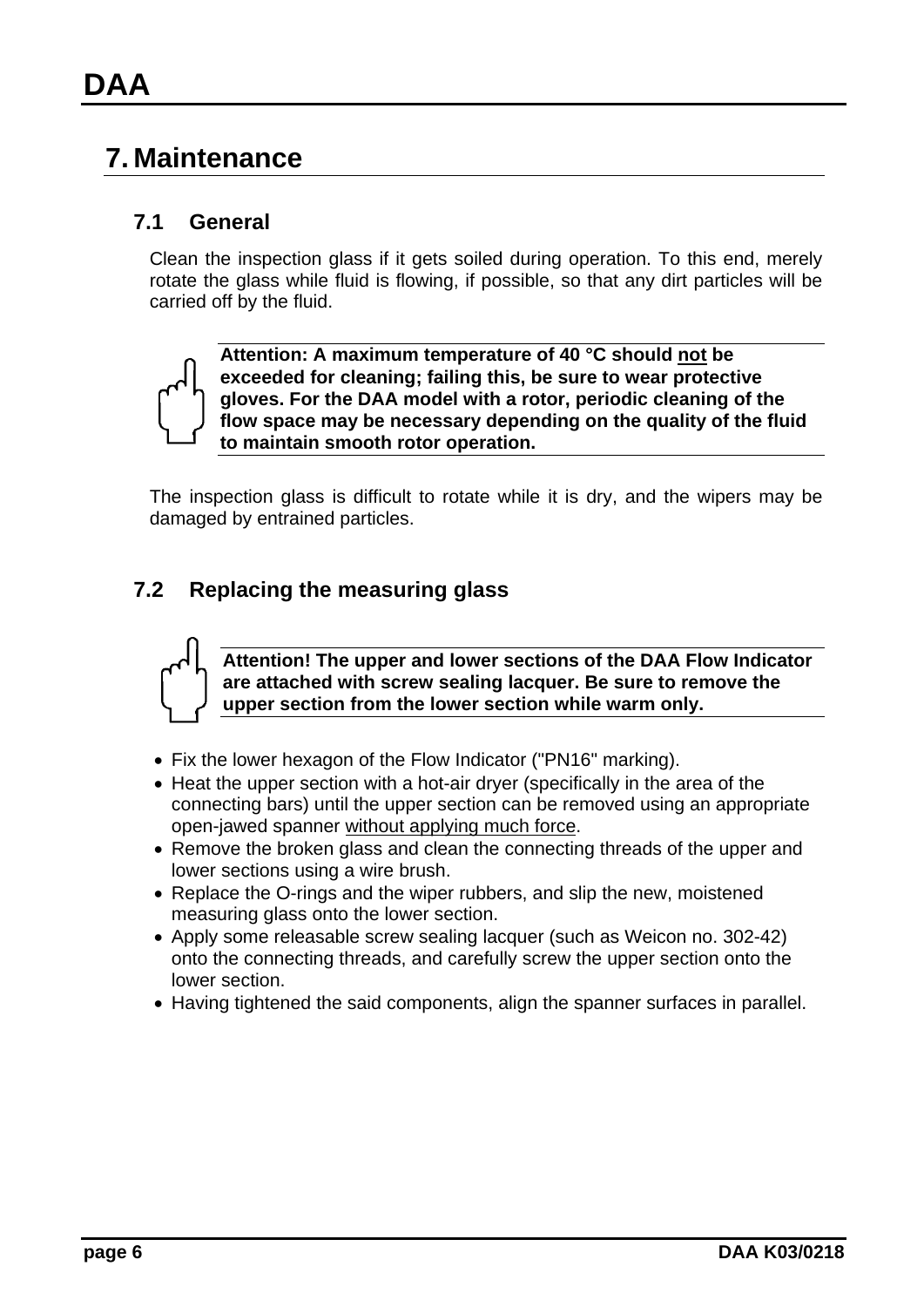# 7. Maintenance

## 7.1 General

Clean the inspection glass if it gets soiled during operation. To this end, merely rotate the glass while fluid is flowing, if possible, so that any dirt particles will be carried off by the fluid.

**Attention: A maximum temperature of 40 °C should <u>not</u> be exceeded for cleaning; failing this, be sure to wear protective gloves. For the DAA model with a rotor, periodic cleaning of the flow space may be necessary depending on the quality of the fluid to maintain smooth rotor operation.**

The inspection glass is difficult to rotate while it is dry, and the wipers may be damaged by entrained particles.

## 7.2 Replacing the measuring glass

**Attention! The upper and lower sections of the DAA Flow Indicator are attached with screw sealing lacquer. Be sure to remove the upper section from the lower section while warm only.**

- Fix the lower hexagon of the Flow Indicator ("PN16" marking).
- Heat the upper section with a hot-air dryer (specifically in the area of the connecting bars) until the upper section can be removed using an appropriate open-jawed spanner <u>without applying much force</u>.
- Remove the broken glass and clean the connecting threads of the upper and lower sections using a wire brush.
- Replace the O-rings and the wiper rubbers, and slip the new, moistened measuring glass onto the lower section.
- Apply some releasable screw sealing lacquer (such as Weicon no. 302-42) onto the connecting threads, and carefully screw the upper section onto the lower section.
- Having tightened the said components, align the spanner surfaces in parallel.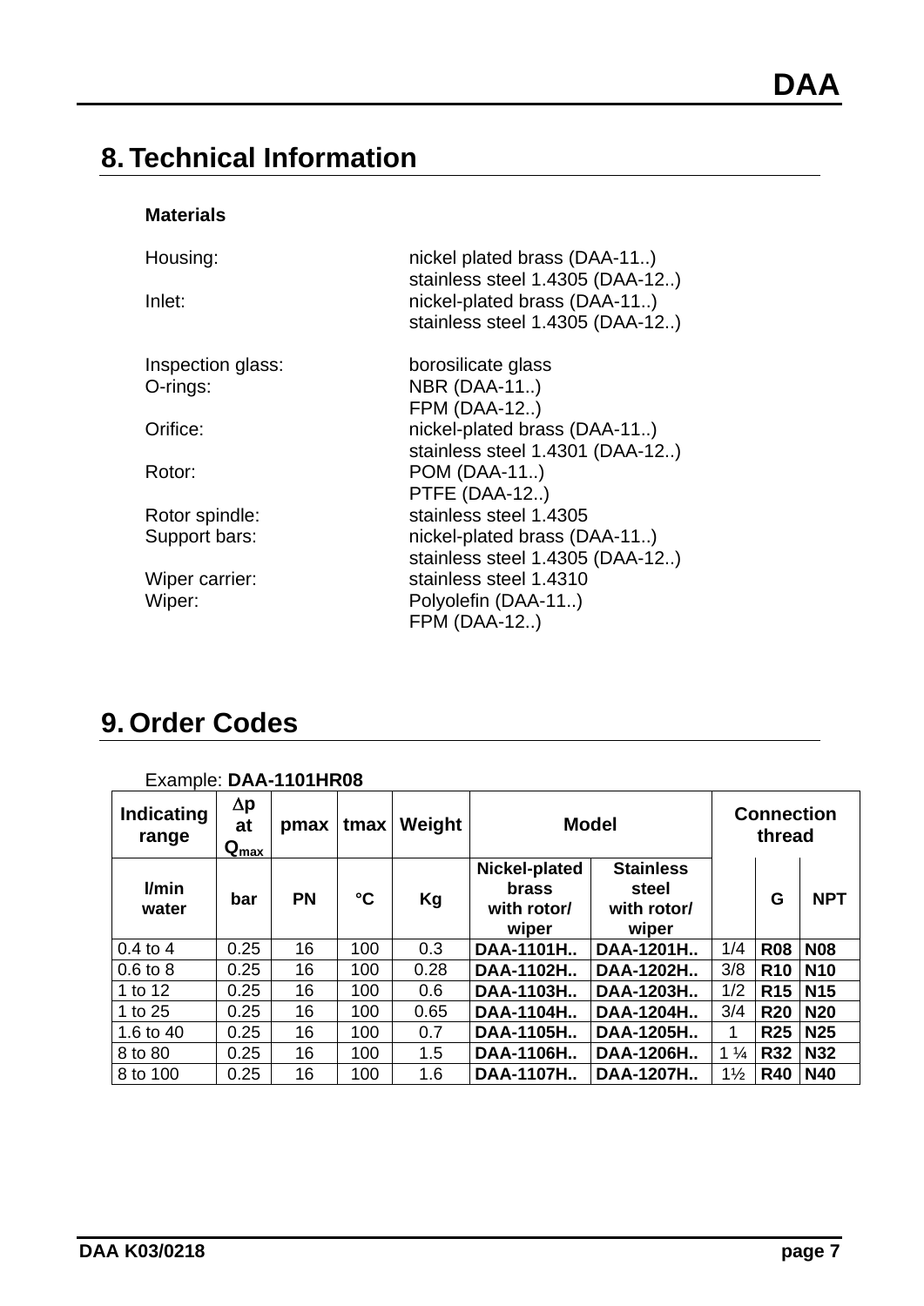# 8. Technical Information

**Materials**

| | |
|---|---|
| Housing: | nickel plated brass (DAA-11..)<br>stainless steel 1.4305 (DAA-12..) |
| Inlet: | nickel-plated brass (DAA-11..)<br>stainless steel 1.4305 (DAA-12..) |
| Inspection glass: | borosilicate glass |
| O-rings: | NBR (DAA-11..)<br>FPM (DAA-12..) |
| Orifice: | nickel-plated brass (DAA-11..)<br>stainless steel 1.4301 (DAA-12..) |
| Rotor: | POM (DAA-11..)<br>PTFE (DAA-12..) |
| Rotor spindle: | stainless steel 1.4305 |
| Support bars: | nickel-plated brass (DAA-11..)<br>stainless steel 1.4305 (DAA-12..) |
| Wiper carrier: | stainless steel 1.4310 |
| Wiper: | Polyolefin (DAA-11..)<br>FPM (DAA-12..) |

# 9. Order Codes

Example: **DAA-1101HR08**

| Indicating range | $\Delta p$ at $Q_{max}$ | pmax | tmax | Weight | Model | | Connection thread | | |
|---|---|---|---|---|---|---|---|---|---|
| l/min water | bar | PN | °C | Kg | Nickel-plated brass with rotor/ wiper | Stainless steel with rotor/ wiper | | G | NPT |
| 0.4 to 4 | 0.25 | 16 | 100 | 0.3 | **DAA-1101H..** | **DAA-1201H..** | 1/4 | **R08** | **N08** |
| 0.6 to 8 | 0.25 | 16 | 100 | 0.28 | **DAA-1102H..** | **DAA-1202H..** | 3/8 | **R10** | **N10** |
| 1 to 12 | 0.25 | 16 | 100 | 0.6 | **DAA-1103H..** | **DAA-1203H..** | 1/2 | **R15** | **N15** |
| 1 to 25 | 0.25 | 16 | 100 | 0.65 | **DAA-1104H..** | **DAA-1204H..** | 3/4 | **R20** | **N20** |
| 1.6 to 40 | 0.25 | 16 | 100 | 0.7 | **DAA-1105H..** | **DAA-1205H..** | 1 | **R25** | **N25** |
| 8 to 80 | 0.25 | 16 | 100 | 1.5 | **DAA-1106H..** | **DAA-1206H..** | 1 ¼ | **R32** | **N32** |
| 8 to 100 | 0.25 | 16 | 100 | 1.6 | **DAA-1107H..** | **DAA-1207H..** | 1½ | **R40** | **N40** |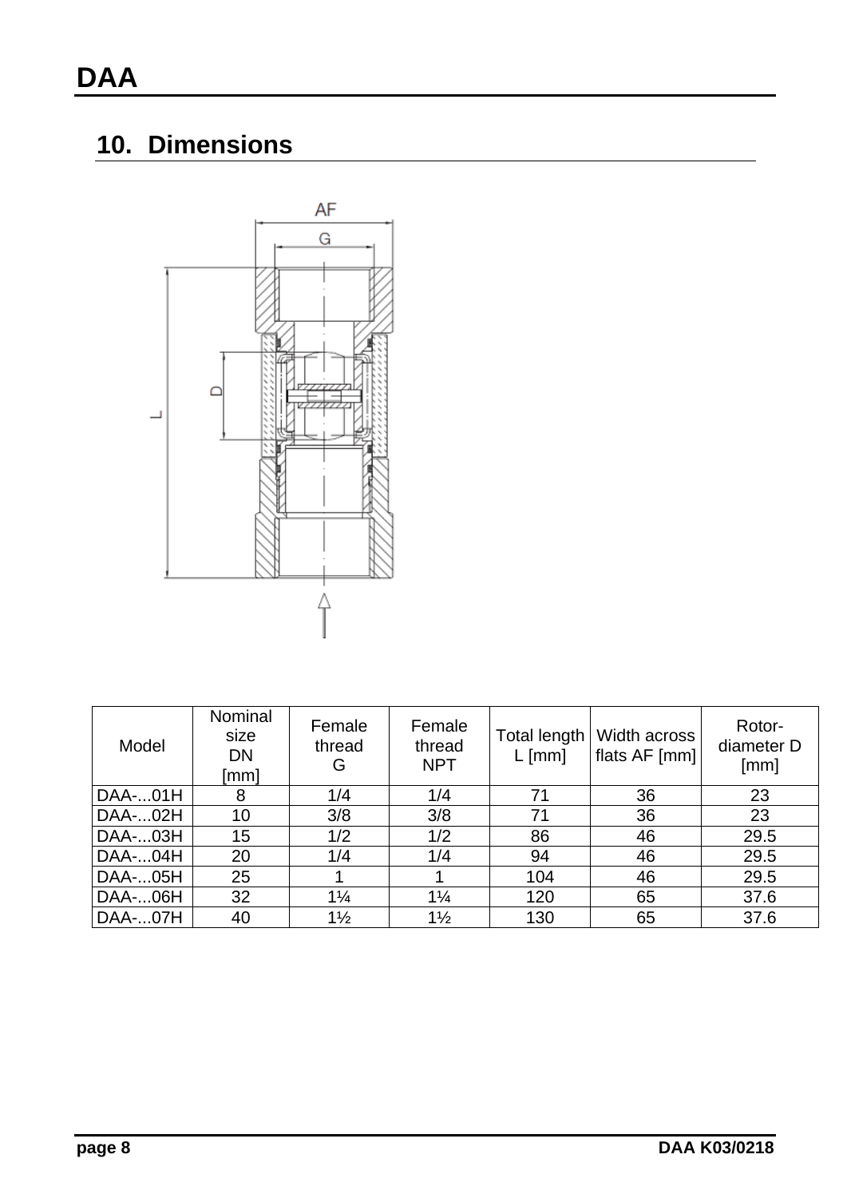## 10. Dimensions

| Model | Nominal size DN [mm] | Female thread G | Female thread NPT | Total length L [mm] | Width across flats AF [mm] | Rotor-diameter D [mm] |
|---|---|---|---|---|---|---|
| DAA-...01H | 8 | 1/4 | 1/4 | 71 | 36 | 23 |
| DAA-...02H | 10 | 3/8 | 3/8 | 71 | 36 | 23 |
| DAA-...03H | 15 | 1/2 | 1/2 | 86 | 46 | 29.5 |
| DAA-...04H | 20 | 1/4 | 1/4 | 94 | 46 | 29.5 |
| DAA-...05H | 25 | 1 | 1 | 104 | 46 | 29.5 |
| DAA-...06H | 32 | 1¼ | 1¼ | 120 | 65 | 37.6 |
| DAA-...07H | 40 | 1½ | 1½ | 130 | 65 | 37.6 |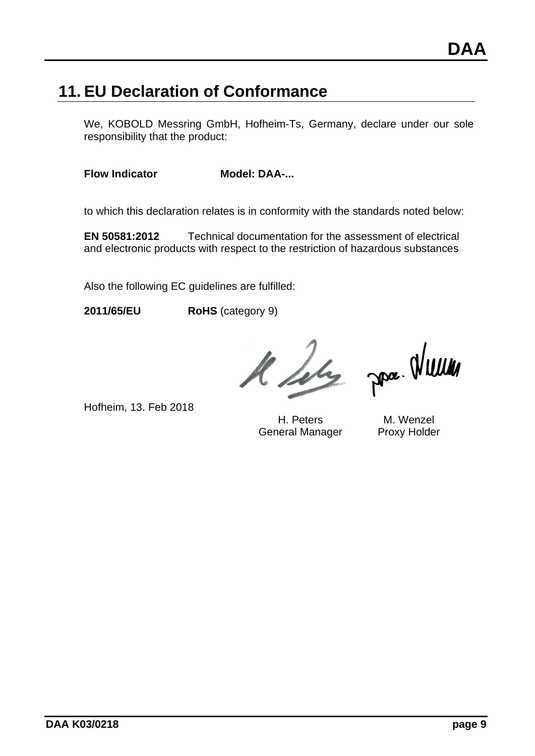## 11. EU Declaration of Conformance

We, KOBOLD Messring GmbH, Hofheim-Ts, Germany, declare under our sole responsibility that the product:

**Flow Indicator** **Model: DAA-...**

to which this declaration relates is in conformity with the standards noted below:

**EN 50581:2012** Technical documentation for the assessment of electrical and electronic products with respect to the restriction of hazardous substances

Also the following EC guidelines are fulfilled:

**2011/65/EU** **RoHS** (category 9)

Hofheim, 13. Feb 2018

H. Peters
General Manager

ppa. M. Wenzel
Proxy Holder